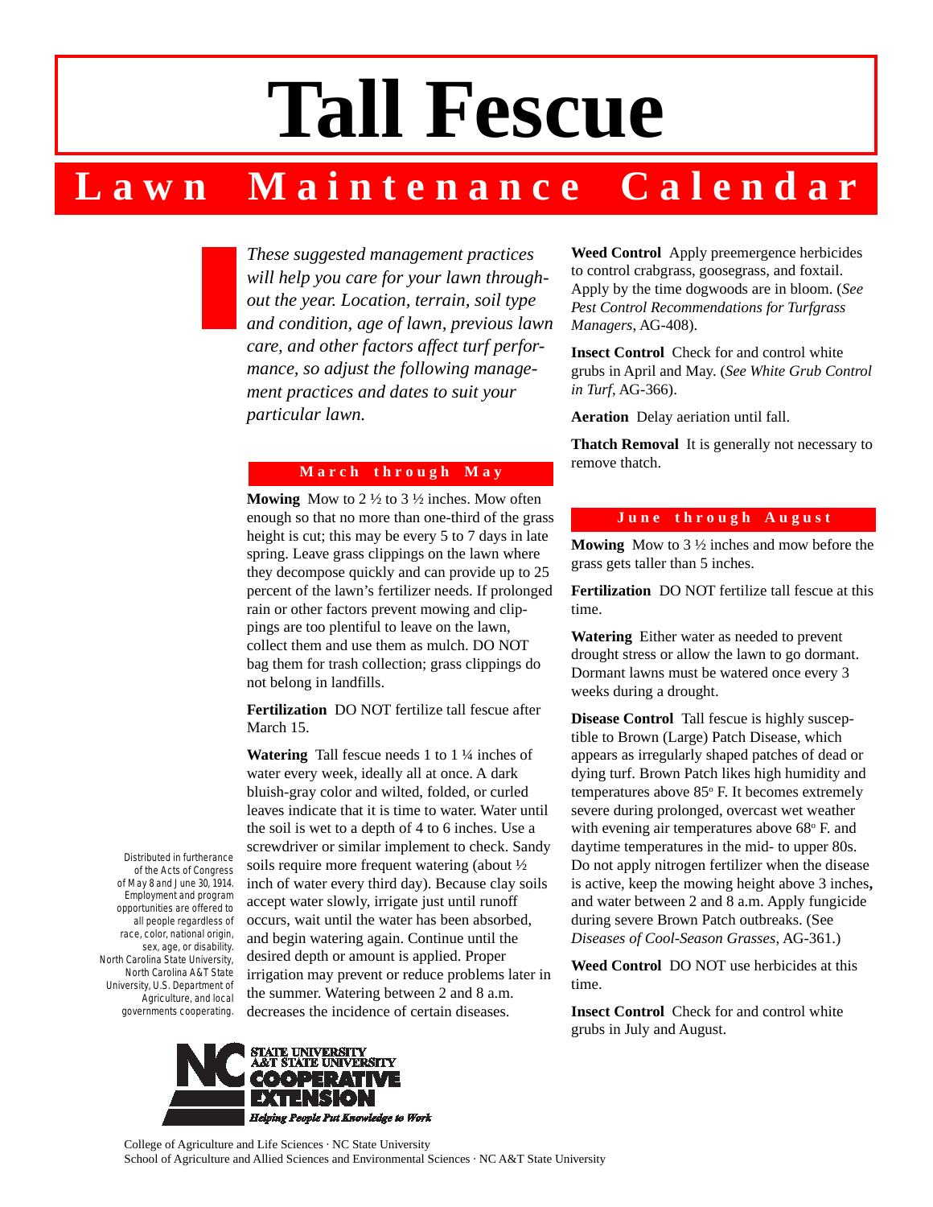# Tall Fescue

## Lawn Maintenance Calendar

*These suggested management practices will help you care for your lawn throughout the year. Location, terrain, soil type and condition, age of lawn, previous lawn care, and other factors affect turf performance, so adjust the following management practices and dates to suit your particular lawn.*

### March through May

**Mowing** Mow to 2 ½ to 3 ½ inches. Mow often enough so that no more than one-third of the grass height is cut; this may be every 5 to 7 days in late spring. Leave grass clippings on the lawn where they decompose quickly and can provide up to 25 percent of the lawn's fertilizer needs. If prolonged rain or other factors prevent mowing and clippings are too plentiful to leave on the lawn, collect them and use them as mulch. DO NOT bag them for trash collection; grass clippings do not belong in landfills.

**Fertilization** DO NOT fertilize tall fescue after March 15.

**Watering** Tall fescue needs 1 to 1 ¼ inches of water every week, ideally all at once. A dark bluish-gray color and wilted, folded, or curled leaves indicate that it is time to water. Water until the soil is wet to a depth of 4 to 6 inches. Use a screwdriver or similar implement to check. Sandy soils require more frequent watering (about ½ inch of water every third day). Because clay soils accept water slowly, irrigate just until runoff occurs, wait until the water has been absorbed, and begin watering again. Continue until the desired depth or amount is applied. Proper irrigation may prevent or reduce problems later in the summer. Watering between 2 and 8 a.m. decreases the incidence of certain diseases.

**Weed Control** Apply preemergence herbicides to control crabgrass, goosegrass, and foxtail. Apply by the time dogwoods are in bloom. (*See Pest Control Recommendations for Turfgrass Managers*, AG-408).

**Insect Control** Check for and control white grubs in April and May. (*See White Grub Control in Turf*, AG-366).

**Aeration** Delay aeration until fall.

**Thatch Removal** It is generally not necessary to remove thatch.

### June through August

**Mowing** Mow to 3 ½ inches and mow before the grass gets taller than 5 inches.

**Fertilization** DO NOT fertilize tall fescue at this time.

**Watering** Either water as needed to prevent drought stress or allow the lawn to go dormant. Dormant lawns must be watered once every 3 weeks during a drought.

**Disease Control** Tall fescue is highly susceptible to Brown (Large) Patch Disease, which appears as irregularly shaped patches of dead or dying turf. Brown Patch likes high humidity and temperatures above 85° F. It becomes extremely severe during prolonged, overcast wet weather with evening air temperatures above 68° F. and daytime temperatures in the mid- to upper 80s. Do not apply nitrogen fertilizer when the disease is active, keep the mowing height above 3 inches**,** and water between 2 and 8 a.m. Apply fungicide during severe Brown Patch outbreaks. (See *Diseases of Cool-Season Grasses*, AG-361.)

**Weed Control** DO NOT use herbicides at this time.

**Insect Control** Check for and control white grubs in July and August.

Distributed in furtherance of the Acts of Congress of May 8 and June 30, 1914. Employment and program opportunities are offered to all people regardless of race, color, national origin, sex, age, or disability. North Carolina State University, North Carolina A&T State University, U.S. Department of Agriculture, and local governments cooperating.

NC State University, A&T State University Cooperative Extension — Helping People Put Knowledge to Work

College of Agriculture and Life Sciences · NC State University
School of Agriculture and Allied Sciences and Environmental Sciences · NC A&T State University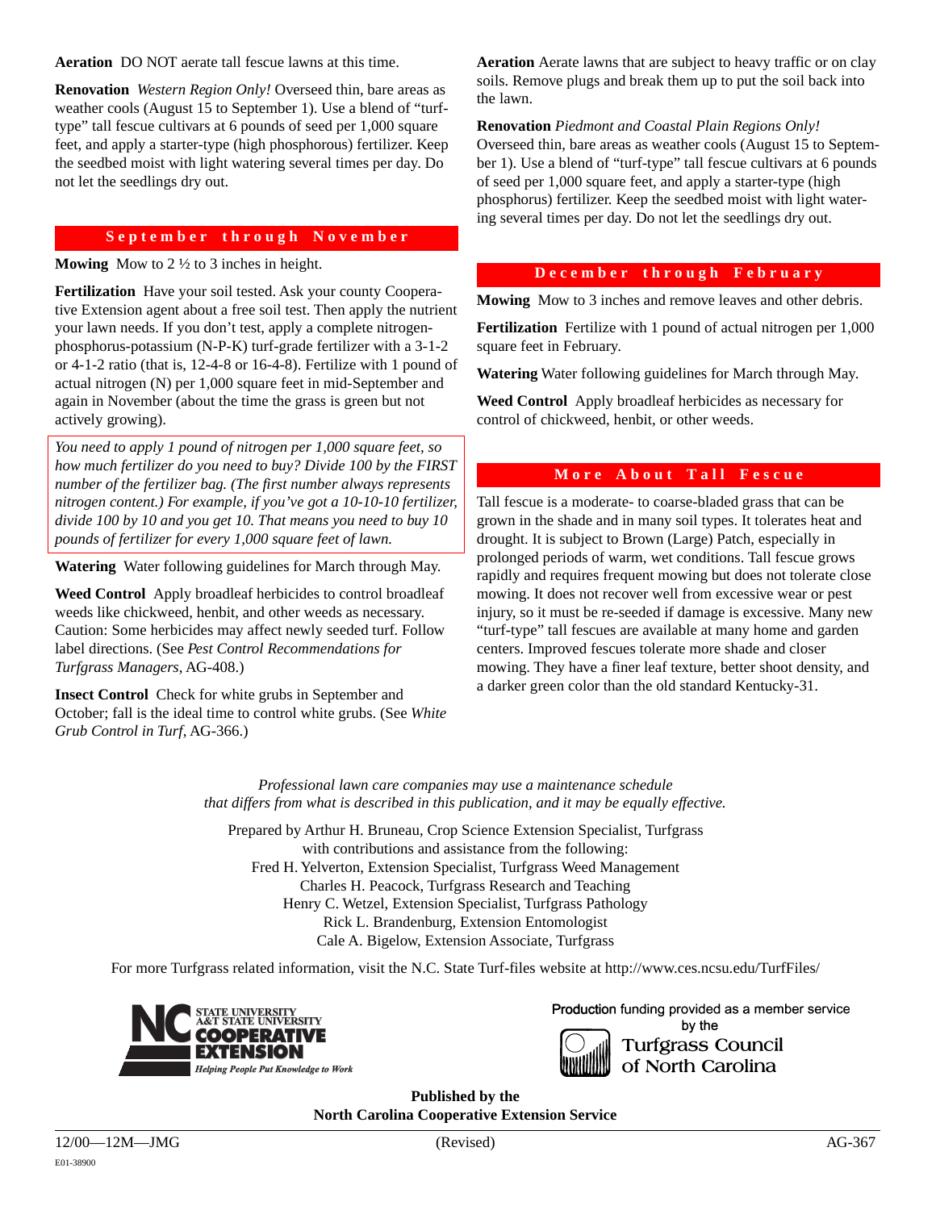**Aeration** DO NOT aerate tall fescue lawns at this time.

**Renovation** *Western Region Only!* Overseed thin, bare areas as weather cools (August 15 to September 1). Use a blend of "turf-type" tall fescue cultivars at 6 pounds of seed per 1,000 square feet, and apply a starter-type (high phosphorous) fertilizer. Keep the seedbed moist with light watering several times per day. Do not let the seedlings dry out.

## September through November

**Mowing** Mow to 2 ½ to 3 inches in height.

**Fertilization** Have your soil tested. Ask your county Cooperative Extension agent about a free soil test. Then apply the nutrient your lawn needs. If you don't test, apply a complete nitrogen-phosphorus-potassium (N-P-K) turf-grade fertilizer with a 3-1-2 or 4-1-2 ratio (that is, 12-4-8 or 16-4-8). Fertilize with 1 pound of actual nitrogen (N) per 1,000 square feet in mid-September and again in November (about the time the grass is green but not actively growing).

*You need to apply 1 pound of nitrogen per 1,000 square feet, so how much fertilizer do you need to buy? Divide 100 by the FIRST number of the fertilizer bag. (The first number always represents nitrogen content.) For example, if you've got a 10-10-10 fertilizer, divide 100 by 10 and you get 10. That means you need to buy 10 pounds of fertilizer for every 1,000 square feet of lawn.*

**Watering** Water following guidelines for March through May.

**Weed Control** Apply broadleaf herbicides to control broadleaf weeds like chickweed, henbit, and other weeds as necessary. Caution: Some herbicides may affect newly seeded turf. Follow label directions. (See *Pest Control Recommendations for Turfgrass Managers*, AG-408.)

**Insect Control** Check for white grubs in September and October; fall is the ideal time to control white grubs. (See *White Grub Control in Turf*, AG-366.)

**Aeration** Aerate lawns that are subject to heavy traffic or on clay soils. Remove plugs and break them up to put the soil back into the lawn.

**Renovation** *Piedmont and Coastal Plain Regions Only!* Overseed thin, bare areas as weather cools (August 15 to September 1). Use a blend of "turf-type" tall fescue cultivars at 6 pounds of seed per 1,000 square feet, and apply a starter-type (high phosphorus) fertilizer. Keep the seedbed moist with light watering several times per day. Do not let the seedlings dry out.

## December through February

**Mowing** Mow to 3 inches and remove leaves and other debris.

**Fertilization** Fertilize with 1 pound of actual nitrogen per 1,000 square feet in February.

**Watering** Water following guidelines for March through May.

**Weed Control** Apply broadleaf herbicides as necessary for control of chickweed, henbit, or other weeds.

## More About Tall Fescue

Tall fescue is a moderate- to coarse-bladed grass that can be grown in the shade and in many soil types. It tolerates heat and drought. It is subject to Brown (Large) Patch, especially in prolonged periods of warm, wet conditions. Tall fescue grows rapidly and requires frequent mowing but does not tolerate close mowing. It does not recover well from excessive wear or pest injury, so it must be re-seeded if damage is excessive. Many new "turf-type" tall fescues are available at many home and garden centers. Improved fescues tolerate more shade and closer mowing. They have a finer leaf texture, better shoot density, and a darker green color than the old standard Kentucky-31.

*Professional lawn care companies may use a maintenance schedule that differs from what is described in this publication, and it may be equally effective.*

Prepared by Arthur H. Bruneau, Crop Science Extension Specialist, Turfgrass
with contributions and assistance from the following:
Fred H. Yelverton, Extension Specialist, Turfgrass Weed Management
Charles H. Peacock, Turfgrass Research and Teaching
Henry C. Wetzel, Extension Specialist, Turfgrass Pathology
Rick L. Brandenburg, Extension Entomologist
Cale A. Bigelow, Extension Associate, Turfgrass

For more Turfgrass related information, visit the N.C. State Turf-files website at http://www.ces.ncsu.edu/TurfFiles/

NC State University / A&T State University Cooperative Extension — Helping People Put Knowledge to Work

Production funding provided as a member service by the Turfgrass Council of North Carolina

**Published by the North Carolina Cooperative Extension Service**

12/00—12M—JMG (Revised) AG-367

E01-38900